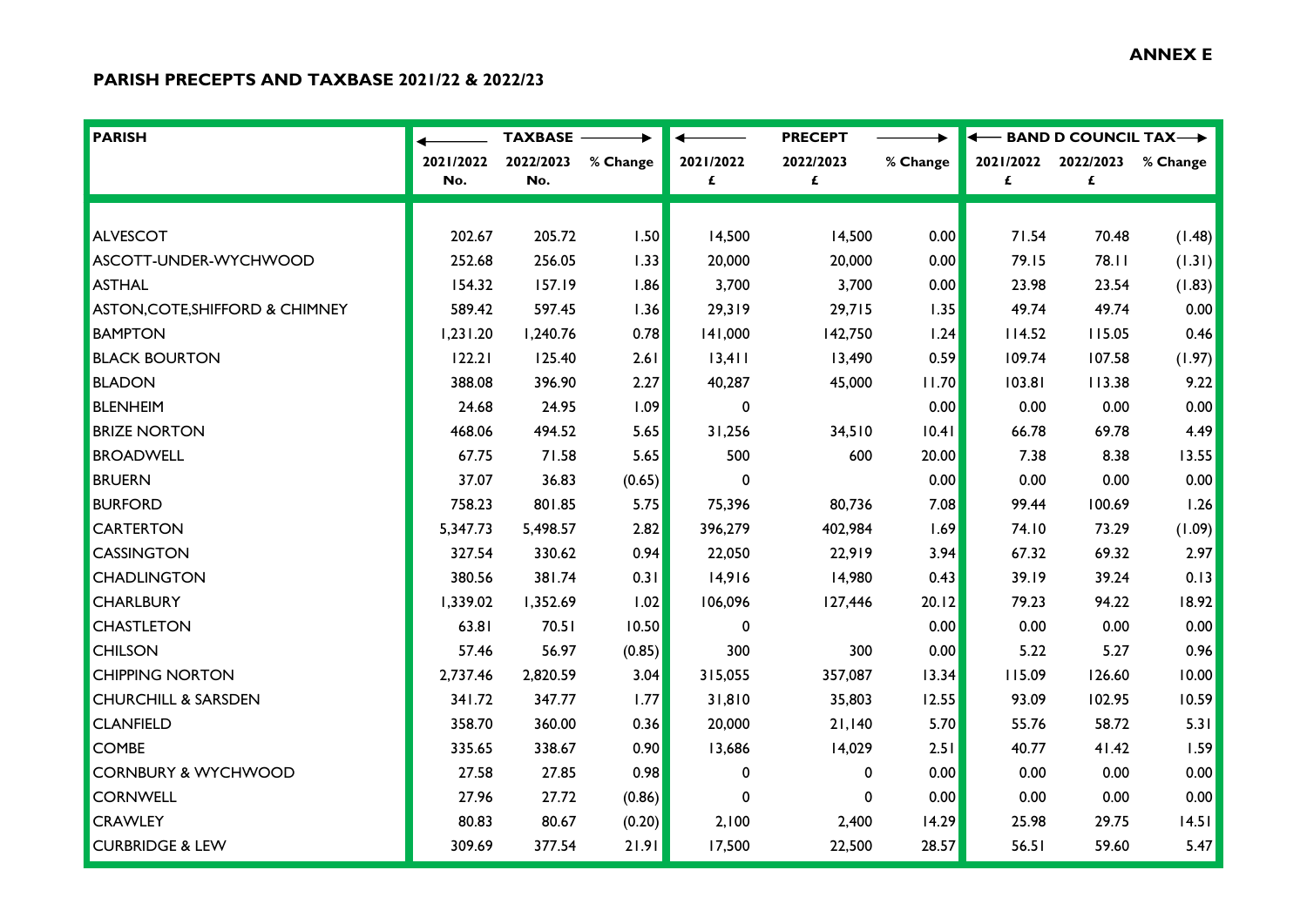**ANNEX E**

## PARISH PRECEPTS AND TAXBASE 2021/22 & 2022/23

| PARISH | TAXBASE | | | PRECEPT | | | BAND D COUNCIL TAX | | |
|---|---|---|---|---|---|---|---|---|---|
| | 2021/2022 No. | 2022/2023 No. | % Change | 2021/2022 £ | 2022/2023 £ | % Change | 2021/2022 £ | 2022/2023 £ | % Change |
| ALVESCOT | 202.67 | 205.72 | 1.50 | 14,500 | 14,500 | 0.00 | 71.54 | 70.48 | (1.48) |
| ASCOTT-UNDER-WYCHWOOD | 252.68 | 256.05 | 1.33 | 20,000 | 20,000 | 0.00 | 79.15 | 78.11 | (1.31) |
| ASTHAL | 154.32 | 157.19 | 1.86 | 3,700 | 3,700 | 0.00 | 23.98 | 23.54 | (1.83) |
| ASTON,COTE,SHIFFORD & CHIMNEY | 589.42 | 597.45 | 1.36 | 29,319 | 29,715 | 1.35 | 49.74 | 49.74 | 0.00 |
| BAMPTON | 1,231.20 | 1,240.76 | 0.78 | 141,000 | 142,750 | 1.24 | 114.52 | 115.05 | 0.46 |
| BLACK BOURTON | 122.21 | 125.40 | 2.61 | 13,411 | 13,490 | 0.59 | 109.74 | 107.58 | (1.97) |
| BLADON | 388.08 | 396.90 | 2.27 | 40,287 | 45,000 | 11.70 | 103.81 | 113.38 | 9.22 |
| BLENHEIM | 24.68 | 24.95 | 1.09 | 0 | | 0.00 | 0.00 | 0.00 | 0.00 |
| BRIZE NORTON | 468.06 | 494.52 | 5.65 | 31,256 | 34,510 | 10.41 | 66.78 | 69.78 | 4.49 |
| BROADWELL | 67.75 | 71.58 | 5.65 | 500 | 600 | 20.00 | 7.38 | 8.38 | 13.55 |
| BRUERN | 37.07 | 36.83 | (0.65) | 0 | | 0.00 | 0.00 | 0.00 | 0.00 |
| BURFORD | 758.23 | 801.85 | 5.75 | 75,396 | 80,736 | 7.08 | 99.44 | 100.69 | 1.26 |
| CARTERTON | 5,347.73 | 5,498.57 | 2.82 | 396,279 | 402,984 | 1.69 | 74.10 | 73.29 | (1.09) |
| CASSINGTON | 327.54 | 330.62 | 0.94 | 22,050 | 22,919 | 3.94 | 67.32 | 69.32 | 2.97 |
| CHADLINGTON | 380.56 | 381.74 | 0.31 | 14,916 | 14,980 | 0.43 | 39.19 | 39.24 | 0.13 |
| CHARLBURY | 1,339.02 | 1,352.69 | 1.02 | 106,096 | 127,446 | 20.12 | 79.23 | 94.22 | 18.92 |
| CHASTLETON | 63.81 | 70.51 | 10.50 | 0 | | 0.00 | 0.00 | 0.00 | 0.00 |
| CHILSON | 57.46 | 56.97 | (0.85) | 300 | 300 | 0.00 | 5.22 | 5.27 | 0.96 |
| CHIPPING NORTON | 2,737.46 | 2,820.59 | 3.04 | 315,055 | 357,087 | 13.34 | 115.09 | 126.60 | 10.00 |
| CHURCHILL & SARSDEN | 341.72 | 347.77 | 1.77 | 31,810 | 35,803 | 12.55 | 93.09 | 102.95 | 10.59 |
| CLANFIELD | 358.70 | 360.00 | 0.36 | 20,000 | 21,140 | 5.70 | 55.76 | 58.72 | 5.31 |
| COMBE | 335.65 | 338.67 | 0.90 | 13,686 | 14,029 | 2.51 | 40.77 | 41.42 | 1.59 |
| CORNBURY & WYCHWOOD | 27.58 | 27.85 | 0.98 | 0 | 0 | 0.00 | 0.00 | 0.00 | 0.00 |
| CORNWELL | 27.96 | 27.72 | (0.86) | 0 | 0 | 0.00 | 0.00 | 0.00 | 0.00 |
| CRAWLEY | 80.83 | 80.67 | (0.20) | 2,100 | 2,400 | 14.29 | 25.98 | 29.75 | 14.51 |
| CURBRIDGE & LEW | 309.69 | 377.54 | 21.91 | 17,500 | 22,500 | 28.57 | 56.51 | 59.60 | 5.47 |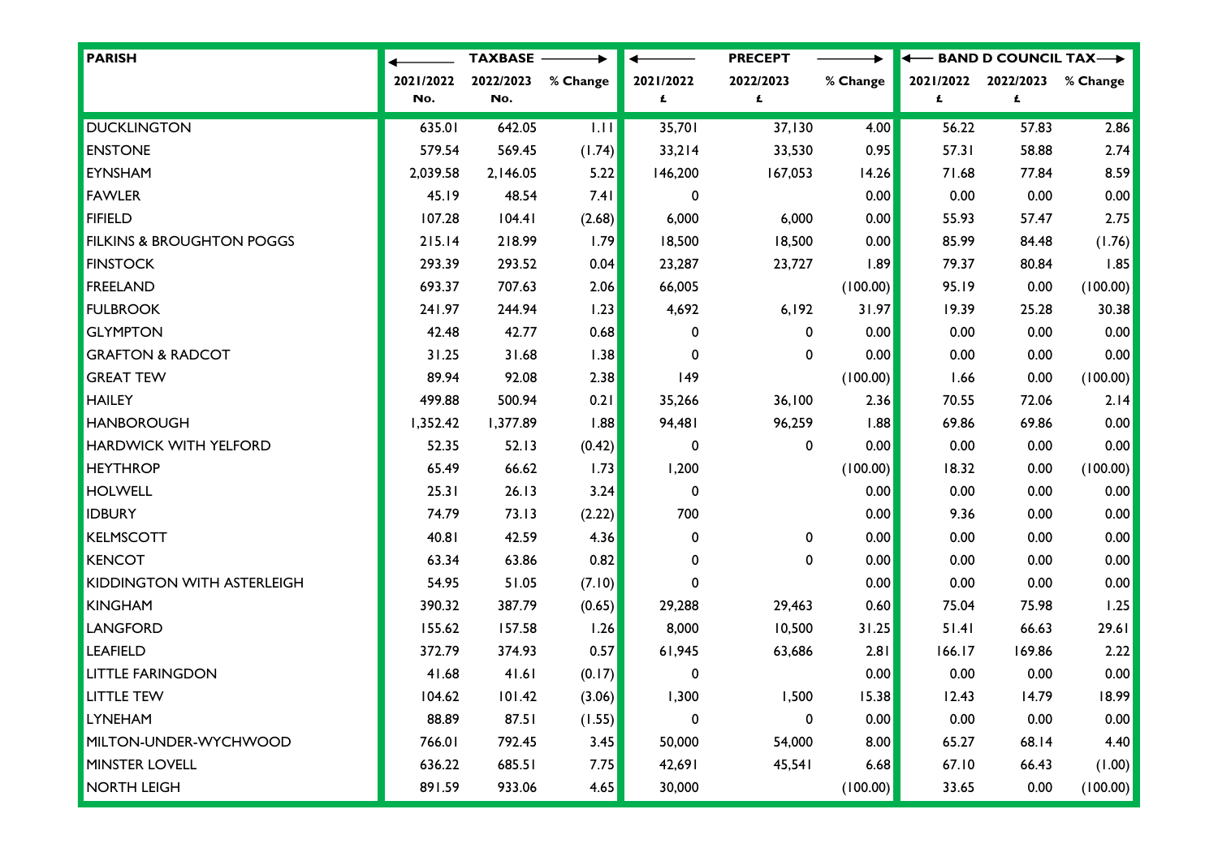| PARISH | TAXBASE | | | PRECEPT | | | BAND D COUNCIL TAX | | |
|---|---|---|---|---|---|---|---|---|---|
| | 2021/2022 No. | 2022/2023 No. | % Change | 2021/2022 £ | 2022/2023 £ | % Change | 2021/2022 £ | 2022/2023 £ | % Change |
| DUCKLINGTON | 635.01 | 642.05 | 1.11 | 35,701 | 37,130 | 4.00 | 56.22 | 57.83 | 2.86 |
| ENSTONE | 579.54 | 569.45 | (1.74) | 33,214 | 33,530 | 0.95 | 57.31 | 58.88 | 2.74 |
| EYNSHAM | 2,039.58 | 2,146.05 | 5.22 | 146,200 | 167,053 | 14.26 | 71.68 | 77.84 | 8.59 |
| FAWLER | 45.19 | 48.54 | 7.41 | 0 | | 0.00 | 0.00 | 0.00 | 0.00 |
| FIFIELD | 107.28 | 104.41 | (2.68) | 6,000 | 6,000 | 0.00 | 55.93 | 57.47 | 2.75 |
| FILKINS & BROUGHTON POGGS | 215.14 | 218.99 | 1.79 | 18,500 | 18,500 | 0.00 | 85.99 | 84.48 | (1.76) |
| FINSTOCK | 293.39 | 293.52 | 0.04 | 23,287 | 23,727 | 1.89 | 79.37 | 80.84 | 1.85 |
| FREELAND | 693.37 | 707.63 | 2.06 | 66,005 | | (100.00) | 95.19 | 0.00 | (100.00) |
| FULBROOK | 241.97 | 244.94 | 1.23 | 4,692 | 6,192 | 31.97 | 19.39 | 25.28 | 30.38 |
| GLYMPTON | 42.48 | 42.77 | 0.68 | 0 | 0 | 0.00 | 0.00 | 0.00 | 0.00 |
| GRAFTON & RADCOT | 31.25 | 31.68 | 1.38 | 0 | 0 | 0.00 | 0.00 | 0.00 | 0.00 |
| GREAT TEW | 89.94 | 92.08 | 2.38 | 149 | | (100.00) | 1.66 | 0.00 | (100.00) |
| HAILEY | 499.88 | 500.94 | 0.21 | 35,266 | 36,100 | 2.36 | 70.55 | 72.06 | 2.14 |
| HANBOROUGH | 1,352.42 | 1,377.89 | 1.88 | 94,481 | 96,259 | 1.88 | 69.86 | 69.86 | 0.00 |
| HARDWICK WITH YELFORD | 52.35 | 52.13 | (0.42) | 0 | 0 | 0.00 | 0.00 | 0.00 | 0.00 |
| HEYTHROP | 65.49 | 66.62 | 1.73 | 1,200 | | (100.00) | 18.32 | 0.00 | (100.00) |
| HOLWELL | 25.31 | 26.13 | 3.24 | 0 | | 0.00 | 0.00 | 0.00 | 0.00 |
| IDBURY | 74.79 | 73.13 | (2.22) | 700 | | 0.00 | 9.36 | 0.00 | 0.00 |
| KELMSCOTT | 40.81 | 42.59 | 4.36 | 0 | 0 | 0.00 | 0.00 | 0.00 | 0.00 |
| KENCOT | 63.34 | 63.86 | 0.82 | 0 | 0 | 0.00 | 0.00 | 0.00 | 0.00 |
| KIDDINGTON WITH ASTERLEIGH | 54.95 | 51.05 | (7.10) | 0 | | 0.00 | 0.00 | 0.00 | 0.00 |
| KINGHAM | 390.32 | 387.79 | (0.65) | 29,288 | 29,463 | 0.60 | 75.04 | 75.98 | 1.25 |
| LANGFORD | 155.62 | 157.58 | 1.26 | 8,000 | 10,500 | 31.25 | 51.41 | 66.63 | 29.61 |
| LEAFIELD | 372.79 | 374.93 | 0.57 | 61,945 | 63,686 | 2.81 | 166.17 | 169.86 | 2.22 |
| LITTLE FARINGDON | 41.68 | 41.61 | (0.17) | 0 | | 0.00 | 0.00 | 0.00 | 0.00 |
| LITTLE TEW | 104.62 | 101.42 | (3.06) | 1,300 | 1,500 | 15.38 | 12.43 | 14.79 | 18.99 |
| LYNEHAM | 88.89 | 87.51 | (1.55) | 0 | 0 | 0.00 | 0.00 | 0.00 | 0.00 |
| MILTON-UNDER-WYCHWOOD | 766.01 | 792.45 | 3.45 | 50,000 | 54,000 | 8.00 | 65.27 | 68.14 | 4.40 |
| MINSTER LOVELL | 636.22 | 685.51 | 7.75 | 42,691 | 45,541 | 6.68 | 67.10 | 66.43 | (1.00) |
| NORTH LEIGH | 891.59 | 933.06 | 4.65 | 30,000 | | (100.00) | 33.65 | 0.00 | (100.00) |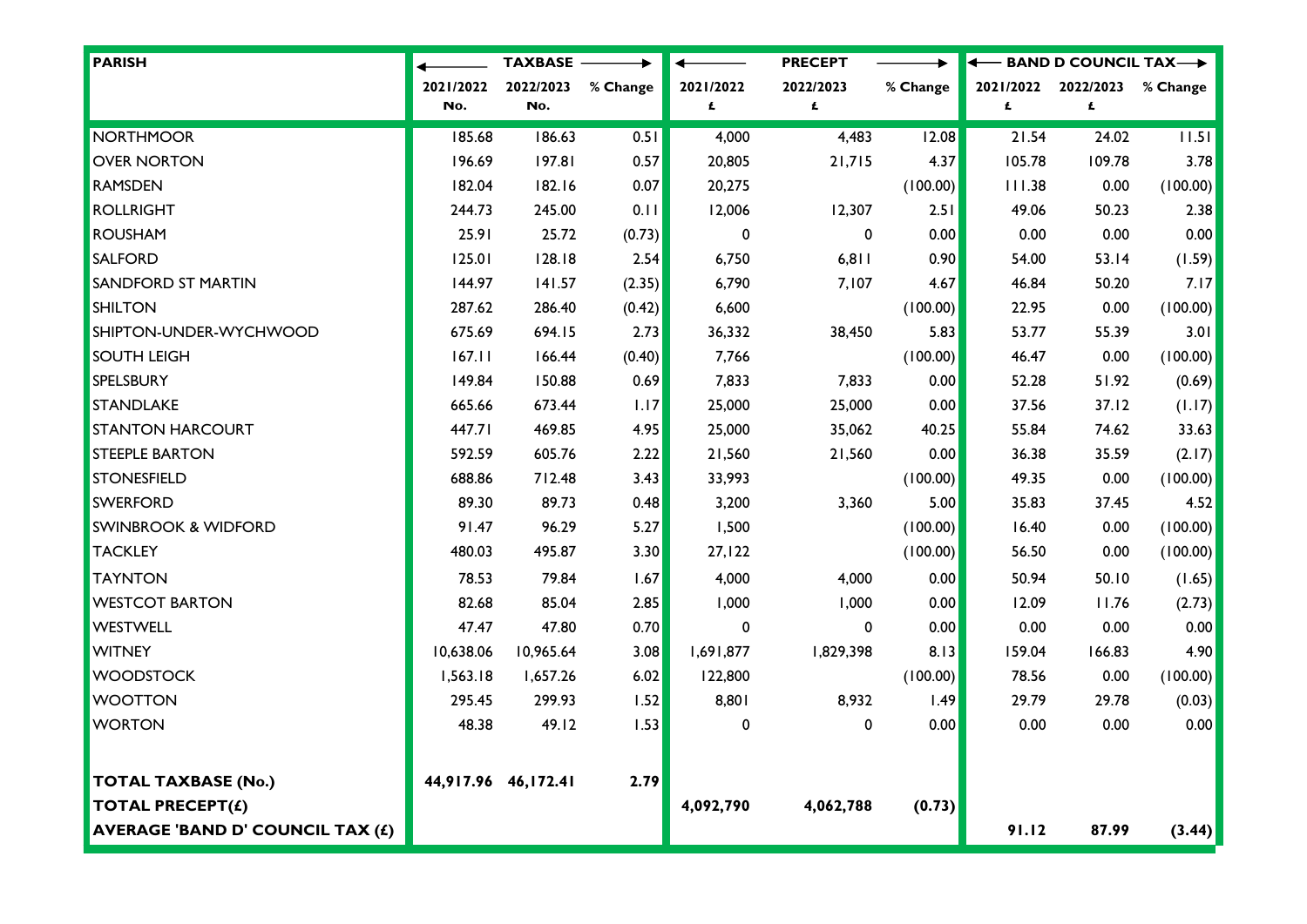| PARISH | TAXBASE | | | PRECEPT | | | BAND D COUNCIL TAX | | |
|---|---|---|---|---|---|---|---|---|---|
| | 2021/2022 No. | 2022/2023 No. | % Change | 2021/2022 £ | 2022/2023 £ | % Change | 2021/2022 £ | 2022/2023 £ | % Change |
| NORTHMOOR | 185.68 | 186.63 | 0.51 | 4,000 | 4,483 | 12.08 | 21.54 | 24.02 | 11.51 |
| OVER NORTON | 196.69 | 197.81 | 0.57 | 20,805 | 21,715 | 4.37 | 105.78 | 109.78 | 3.78 |
| RAMSDEN | 182.04 | 182.16 | 0.07 | 20,275 | | (100.00) | 111.38 | 0.00 | (100.00) |
| ROLLRIGHT | 244.73 | 245.00 | 0.11 | 12,006 | 12,307 | 2.51 | 49.06 | 50.23 | 2.38 |
| ROUSHAM | 25.91 | 25.72 | (0.73) | 0 | 0 | 0.00 | 0.00 | 0.00 | 0.00 |
| SALFORD | 125.01 | 128.18 | 2.54 | 6,750 | 6,811 | 0.90 | 54.00 | 53.14 | (1.59) |
| SANDFORD ST MARTIN | 144.97 | 141.57 | (2.35) | 6,790 | 7,107 | 4.67 | 46.84 | 50.20 | 7.17 |
| SHILTON | 287.62 | 286.40 | (0.42) | 6,600 | | (100.00) | 22.95 | 0.00 | (100.00) |
| SHIPTON-UNDER-WYCHWOOD | 675.69 | 694.15 | 2.73 | 36,332 | 38,450 | 5.83 | 53.77 | 55.39 | 3.01 |
| SOUTH LEIGH | 167.11 | 166.44 | (0.40) | 7,766 | | (100.00) | 46.47 | 0.00 | (100.00) |
| SPELSBURY | 149.84 | 150.88 | 0.69 | 7,833 | 7,833 | 0.00 | 52.28 | 51.92 | (0.69) |
| STANDLAKE | 665.66 | 673.44 | 1.17 | 25,000 | 25,000 | 0.00 | 37.56 | 37.12 | (1.17) |
| STANTON HARCOURT | 447.71 | 469.85 | 4.95 | 25,000 | 35,062 | 40.25 | 55.84 | 74.62 | 33.63 |
| STEEPLE BARTON | 592.59 | 605.76 | 2.22 | 21,560 | 21,560 | 0.00 | 36.38 | 35.59 | (2.17) |
| STONESFIELD | 688.86 | 712.48 | 3.43 | 33,993 | | (100.00) | 49.35 | 0.00 | (100.00) |
| SWERFORD | 89.30 | 89.73 | 0.48 | 3,200 | 3,360 | 5.00 | 35.83 | 37.45 | 4.52 |
| SWINBROOK & WIDFORD | 91.47 | 96.29 | 5.27 | 1,500 | | (100.00) | 16.40 | 0.00 | (100.00) |
| TACKLEY | 480.03 | 495.87 | 3.30 | 27,122 | | (100.00) | 56.50 | 0.00 | (100.00) |
| TAYNTON | 78.53 | 79.84 | 1.67 | 4,000 | 4,000 | 0.00 | 50.94 | 50.10 | (1.65) |
| WESTCOT BARTON | 82.68 | 85.04 | 2.85 | 1,000 | 1,000 | 0.00 | 12.09 | 11.76 | (2.73) |
| WESTWELL | 47.47 | 47.80 | 0.70 | 0 | 0 | 0.00 | 0.00 | 0.00 | 0.00 |
| WITNEY | 10,638.06 | 10,965.64 | 3.08 | 1,691,877 | 1,829,398 | 8.13 | 159.04 | 166.83 | 4.90 |
| WOODSTOCK | 1,563.18 | 1,657.26 | 6.02 | 122,800 | | (100.00) | 78.56 | 0.00 | (100.00) |
| WOOTTON | 295.45 | 299.93 | 1.52 | 8,801 | 8,932 | 1.49 | 29.79 | 29.78 | (0.03) |
| WORTON | 48.38 | 49.12 | 1.53 | 0 | 0 | 0.00 | 0.00 | 0.00 | 0.00 |
| **TOTAL TAXBASE (No.)** | **44,917.96** | **46,172.41** | **2.79** | | | | | | |
| **TOTAL PRECEPT(£)** | | | | **4,092,790** | **4,062,788** | **(0.73)** | | | |
| **AVERAGE 'BAND D' COUNCIL TAX (£)** | | | | | | | **91.12** | **87.99** | **(3.44)** |